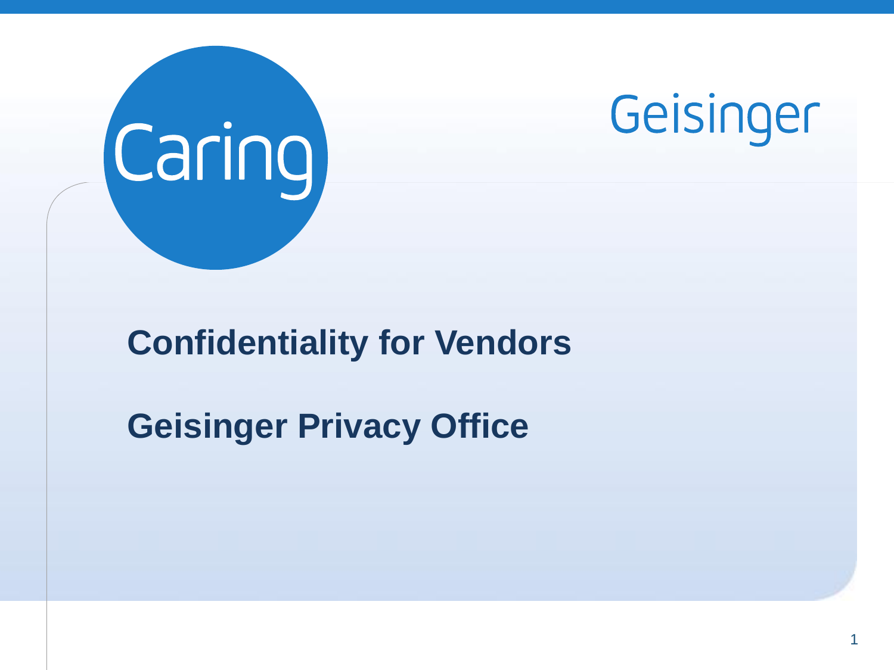Caring

Geisinger

# Confidentiality for Vendors

## Geisinger Privacy Office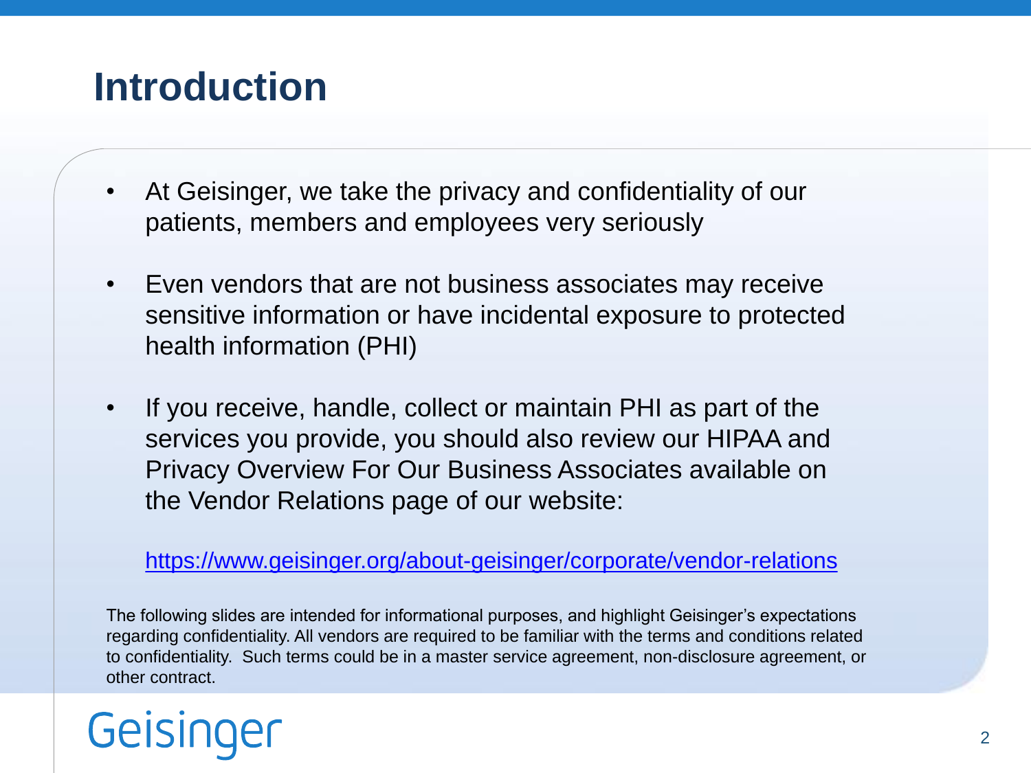# Introduction

- At Geisinger, we take the privacy and confidentiality of our patients, members and employees very seriously
- Even vendors that are not business associates may receive sensitive information or have incidental exposure to protected health information (PHI)
- If you receive, handle, collect or maintain PHI as part of the services you provide, you should also review our HIPAA and Privacy Overview For Our Business Associates available on the Vendor Relations page of our website:

  https://www.geisinger.org/about-geisinger/corporate/vendor-relations

The following slides are intended for informational purposes, and highlight Geisinger's expectations regarding confidentiality. All vendors are required to be familiar with the terms and conditions related to confidentiality. Such terms could be in a master service agreement, non-disclosure agreement, or other contract.

Geisinger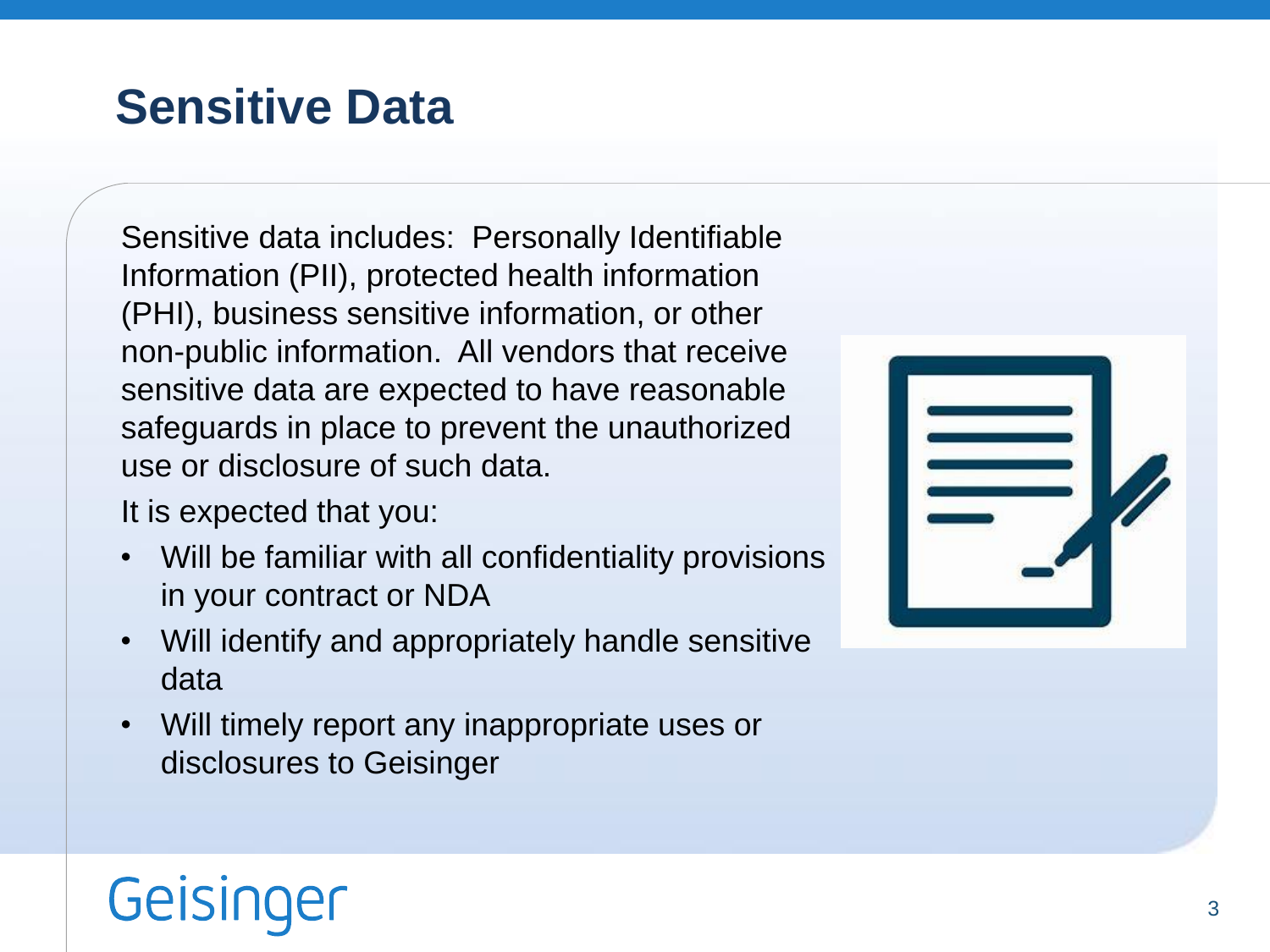# Sensitive Data

Sensitive data includes: Personally Identifiable Information (PII), protected health information (PHI), business sensitive information, or other non-public information. All vendors that receive sensitive data are expected to have reasonable safeguards in place to prevent the unauthorized use or disclosure of such data.

It is expected that you:

- Will be familiar with all confidentiality provisions in your contract or NDA
- Will identify and appropriately handle sensitive data
- Will timely report any inappropriate uses or disclosures to Geisinger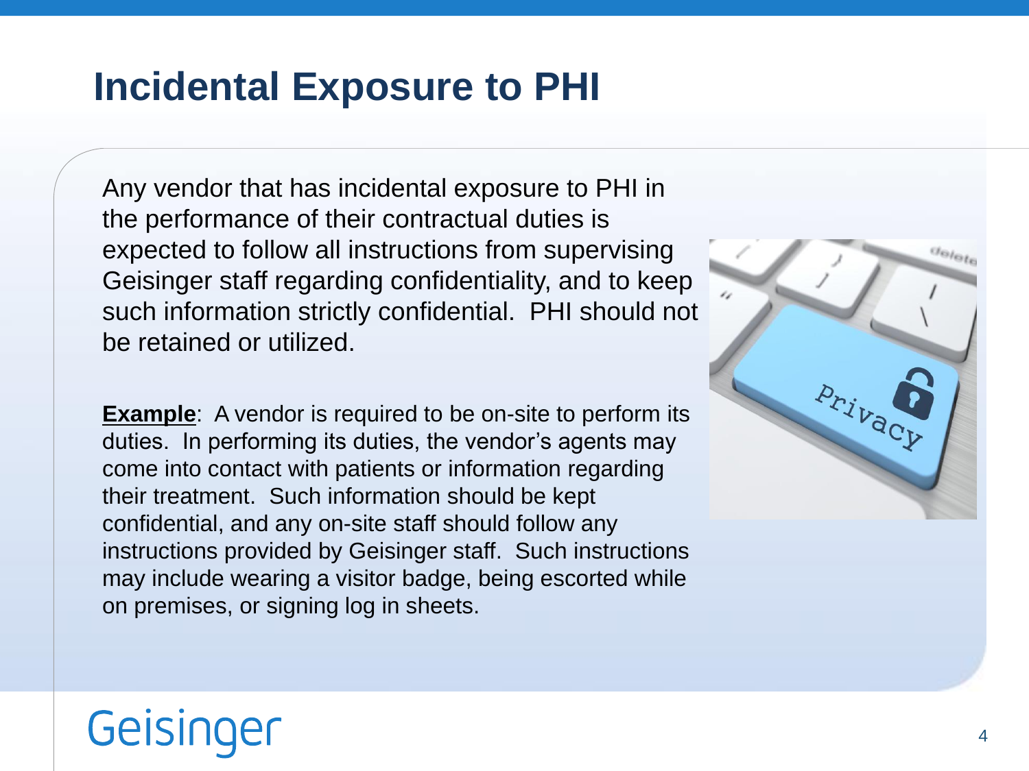# Incidental Exposure to PHI

Any vendor that has incidental exposure to PHI in the performance of their contractual duties is expected to follow all instructions from supervising Geisinger staff regarding confidentiality, and to keep such information strictly confidential. PHI should not be retained or utilized.

**Example**: A vendor is required to be on-site to perform its duties. In performing its duties, the vendor's agents may come into contact with patients or information regarding their treatment. Such information should be kept confidential, and any on-site staff should follow any instructions provided by Geisinger staff. Such instructions may include wearing a visitor badge, being escorted while on premises, or signing log in sheets.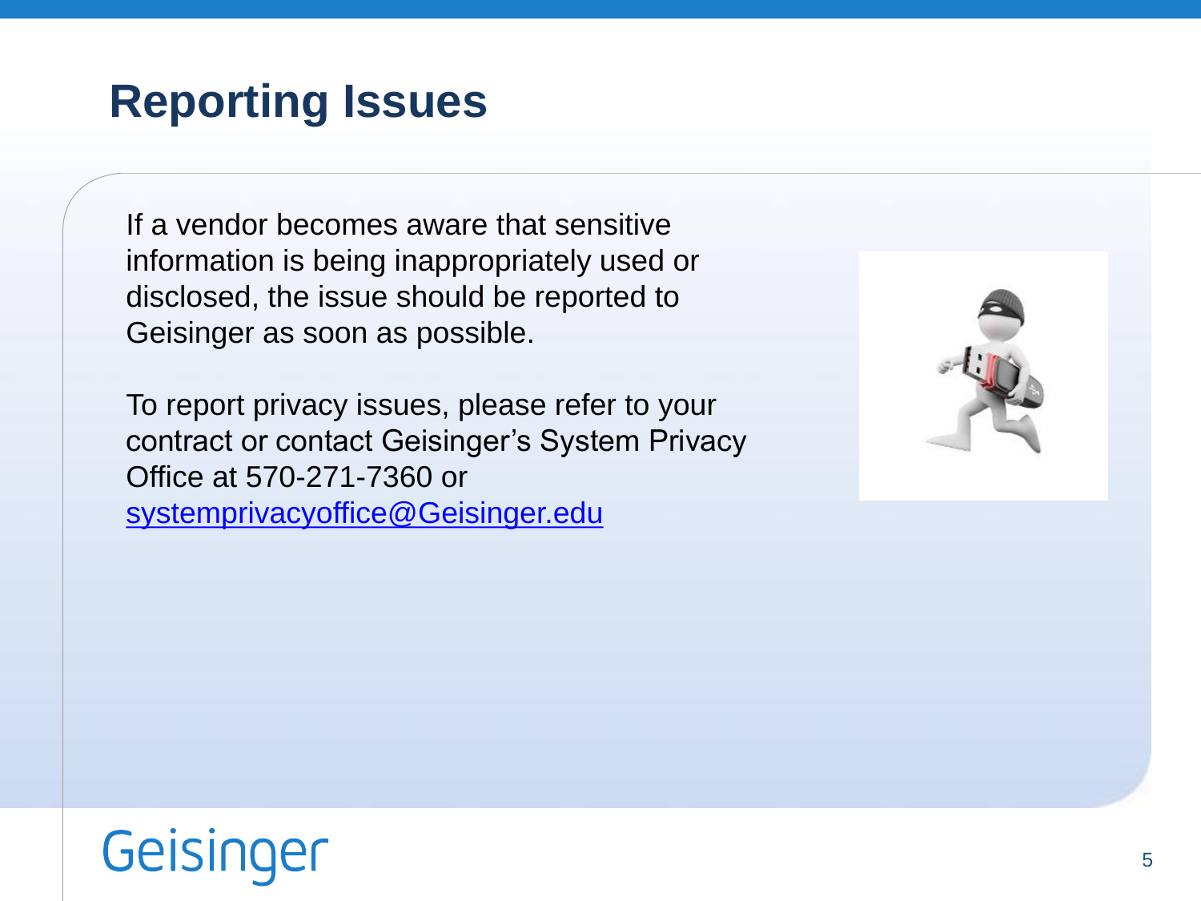# Reporting Issues

If a vendor becomes aware that sensitive information is being inappropriately used or disclosed, the issue should be reported to Geisinger as soon as possible.

To report privacy issues, please refer to your contract or contact Geisinger's System Privacy Office at 570-271-7360 or systemprivacyoffice@Geisinger.edu